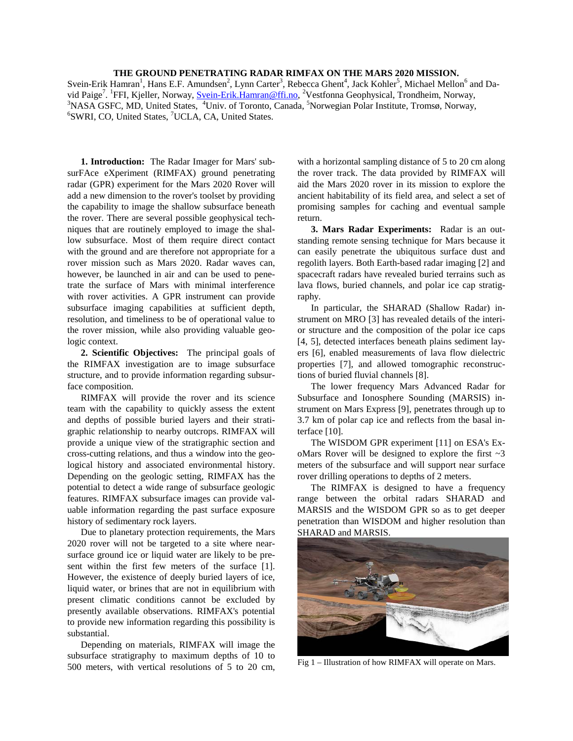# THE GROUND PENETRATING RADAR RIMFAX ON THE MARS 2020 MISSION.

Svein-Erik Hamran[1], Hans E.F. Amundsen[2], Lynn Carter[3], Rebecca Ghent[4], Jack Kohler[5], Michael Mellon[6] and David Paige[7]. [1]FFI, Kjeller, Norway, Svein-Erik.Hamran@ffi.no, [2]Vestfonna Geophysical, Trondheim, Norway, [3]NASA GSFC, MD, United States, [4]Univ. of Toronto, Canada, [5]Norwegian Polar Institute, Tromsø, Norway, [6]SWRI, CO, United States, [7]UCLA, CA, United States.

**1. Introduction:** The Radar Imager for Mars' subsurFAce eXperiment (RIMFAX) ground penetrating radar (GPR) experiment for the Mars 2020 Rover will add a new dimension to the rover's toolset by providing the capability to image the shallow subsurface beneath the rover. There are several possible geophysical techniques that are routinely employed to image the shallow subsurface. Most of them require direct contact with the ground and are therefore not appropriate for a rover mission such as Mars 2020. Radar waves can, however, be launched in air and can be used to penetrate the surface of Mars with minimal interference with rover activities. A GPR instrument can provide subsurface imaging capabilities at sufficient depth, resolution, and timeliness to be of operational value to the rover mission, while also providing valuable geologic context.

**2. Scientific Objectives:** The principal goals of the RIMFAX investigation are to image subsurface structure, and to provide information regarding subsurface composition.

RIMFAX will provide the rover and its science team with the capability to quickly assess the extent and depths of possible buried layers and their stratigraphic relationship to nearby outcrops. RIMFAX will provide a unique view of the stratigraphic section and cross-cutting relations, and thus a window into the geological history and associated environmental history. Depending on the geologic setting, RIMFAX has the potential to detect a wide range of subsurface geologic features. RIMFAX subsurface images can provide valuable information regarding the past surface exposure history of sedimentary rock layers.

Due to planetary protection requirements, the Mars 2020 rover will not be targeted to a site where near-surface ground ice or liquid water are likely to be present within the first few meters of the surface [1]. However, the existence of deeply buried layers of ice, liquid water, or brines that are not in equilibrium with present climatic conditions cannot be excluded by presently available observations. RIMFAX's potential to provide new information regarding this possibility is substantial.

Depending on materials, RIMFAX will image the subsurface stratigraphy to maximum depths of 10 to 500 meters, with vertical resolutions of 5 to 20 cm, with a horizontal sampling distance of 5 to 20 cm along the rover track. The data provided by RIMFAX will aid the Mars 2020 rover in its mission to explore the ancient habitability of its field area, and select a set of promising samples for caching and eventual sample return.

**3. Mars Radar Experiments:** Radar is an outstanding remote sensing technique for Mars because it can easily penetrate the ubiquitous surface dust and regolith layers. Both Earth-based radar imaging [2] and spacecraft radars have revealed buried terrains such as lava flows, buried channels, and polar ice cap stratigraphy.

In particular, the SHARAD (Shallow Radar) instrument on MRO [3] has revealed details of the interior structure and the composition of the polar ice caps [4, 5], detected interfaces beneath plains sediment layers [6], enabled measurements of lava flow dielectric properties [7], and allowed tomographic reconstructions of buried fluvial channels [8].

The lower frequency Mars Advanced Radar for Subsurface and Ionosphere Sounding (MARSIS) instrument on Mars Express [9], penetrates through up to 3.7 km of polar cap ice and reflects from the basal interface [10].

The WISDOM GPR experiment [11] on ESA's ExoMars Rover will be designed to explore the first ~3 meters of the subsurface and will support near surface rover drilling operations to depths of 2 meters.

The RIMFAX is designed to have a frequency range between the orbital radars SHARAD and MARSIS and the WISDOM GPR so as to get deeper penetration than WISDOM and higher resolution than SHARAD and MARSIS.

Fig 1 – Illustration of how RIMFAX will operate on Mars.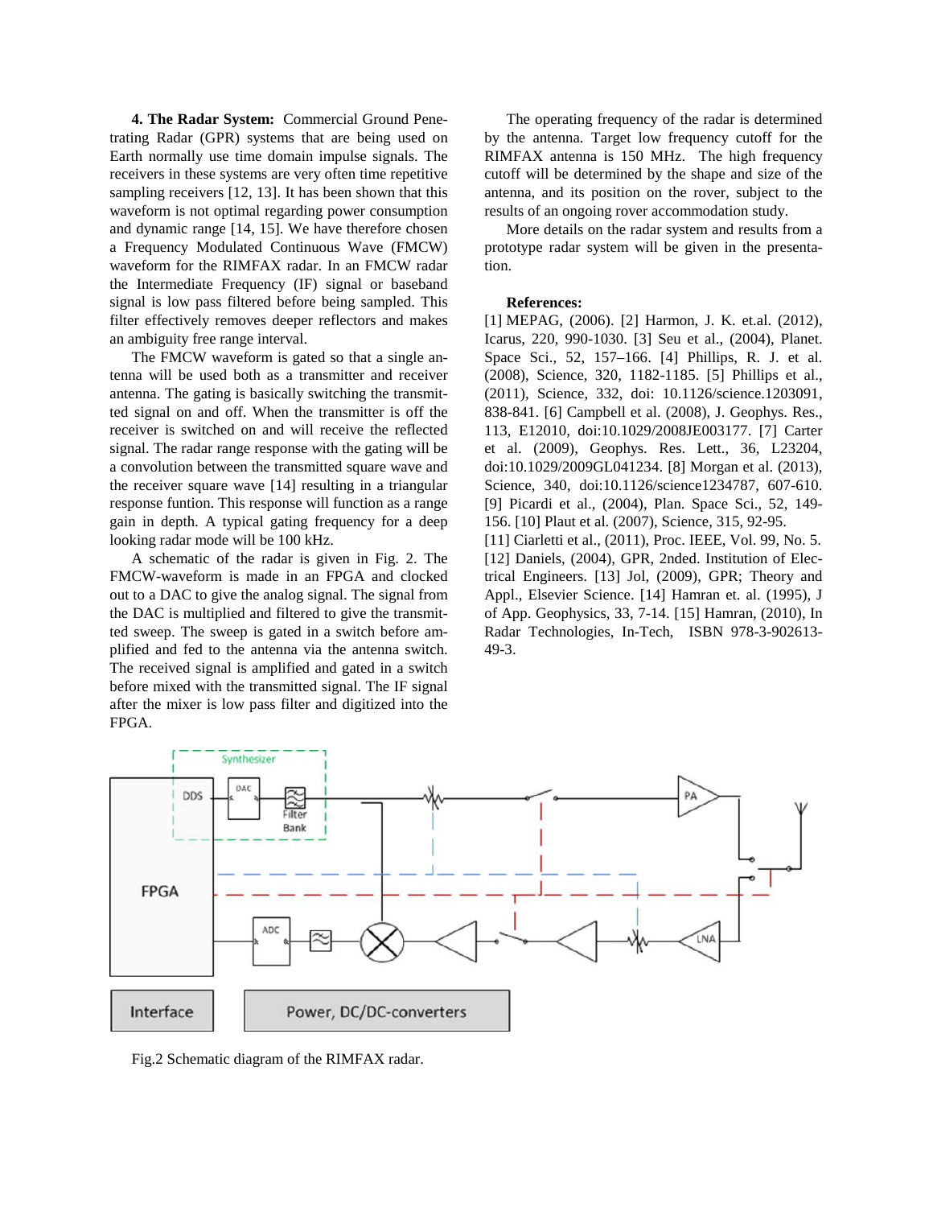**4. The Radar System:** Commercial Ground Penetrating Radar (GPR) systems that are being used on Earth normally use time domain impulse signals. The receivers in these systems are very often time repetitive sampling receivers [12, 13]. It has been shown that this waveform is not optimal regarding power consumption and dynamic range [14, 15]. We have therefore chosen a Frequency Modulated Continuous Wave (FMCW) waveform for the RIMFAX radar. In an FMCW radar the Intermediate Frequency (IF) signal or baseband signal is low pass filtered before being sampled. This filter effectively removes deeper reflectors and makes an ambiguity free range interval.

The FMCW waveform is gated so that a single antenna will be used both as a transmitter and receiver antenna. The gating is basically switching the transmitted signal on and off. When the transmitter is off the receiver is switched on and will receive the reflected signal. The radar range response with the gating will be a convolution between the transmitted square wave and the receiver square wave [14] resulting in a triangular response funtion. This response will function as a range gain in depth. A typical gating frequency for a deep looking radar mode will be 100 kHz.

A schematic of the radar is given in Fig. 2. The FMCW-waveform is made in an FPGA and clocked out to a DAC to give the analog signal. The signal from the DAC is multiplied and filtered to give the transmitted sweep. The sweep is gated in a switch before amplified and fed to the antenna via the antenna switch. The received signal is amplified and gated in a switch before mixed with the transmitted signal. The IF signal after the mixer is low pass filter and digitized into the FPGA.

The operating frequency of the radar is determined by the antenna. Target low frequency cutoff for the RIMFAX antenna is 150 MHz. The high frequency cutoff will be determined by the shape and size of the antenna, and its position on the rover, subject to the results of an ongoing rover accommodation study.

More details on the radar system and results from a prototype radar system will be given in the presentation.

**References:**

[1] MEPAG, (2006). [2] Harmon, J. K. et.al. (2012), Icarus, 220, 990-1030. [3] Seu et al., (2004), Planet. Space Sci., 52, 157–166. [4] Phillips, R. J. et al. (2008), Science, 320, 1182-1185. [5] Phillips et al., (2011), Science, 332, doi: 10.1126/science.1203091, 838-841. [6] Campbell et al. (2008), J. Geophys. Res., 113, E12010, doi:10.1029/2008JE003177. [7] Carter et al. (2009), Geophys. Res. Lett., 36, L23204, doi:10.1029/2009GL041234. [8] Morgan et al. (2013), Science, 340, doi:10.1126/science1234787, 607-610. [9] Picardi et al., (2004), Plan. Space Sci., 52, 149-156. [10] Plaut et al. (2007), Science, 315, 92-95. [11] Ciarletti et al., (2011), Proc. IEEE, Vol. 99, No. 5. [12] Daniels, (2004), GPR, 2nded. Institution of Electrical Engineers. [13] Jol, (2009), GPR; Theory and Appl., Elsevier Science. [14] Hamran et. al. (1995), J of App. Geophysics, 33, 7-14. [15] Hamran, (2010), In Radar Technologies, In-Tech, ISBN 978-3-902613-49-3.

Synthesizer
DDS
DAC
Filter Bank
PA
FPGA
ADC
LNA
Interface
Power, DC/DC-converters

Fig.2 Schematic diagram of the RIMFAX radar.